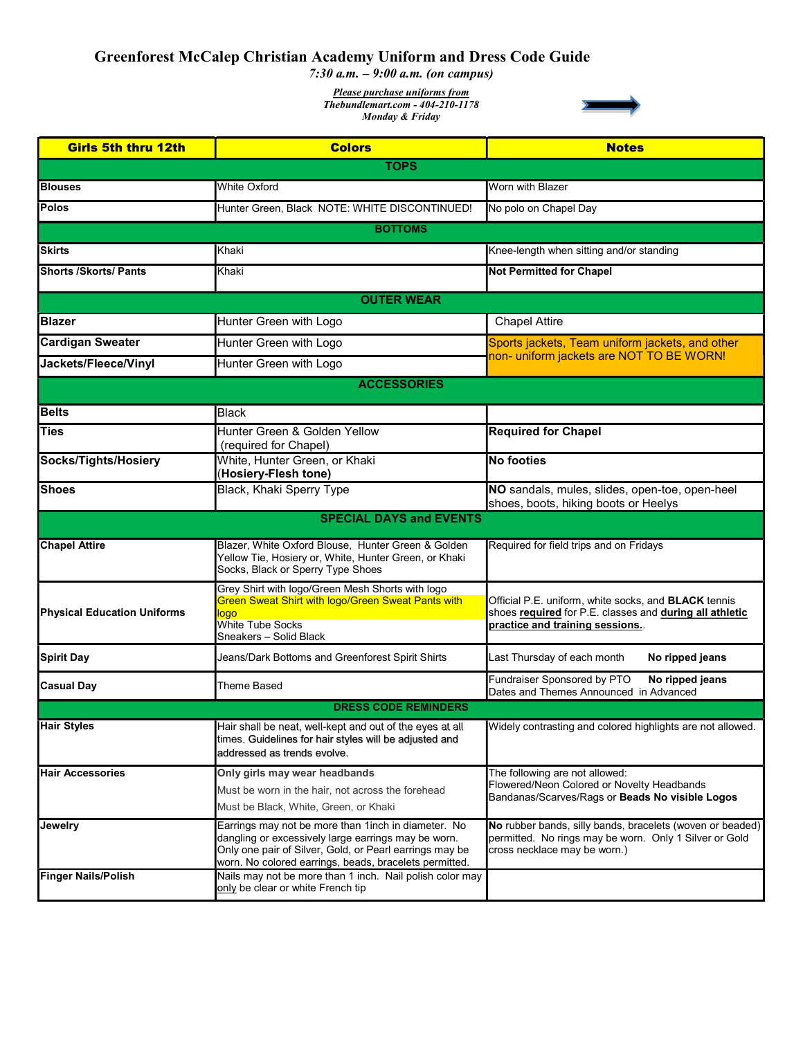# Greenforest McCalep Christian Academy Uniform and Dress Code Guide

*7:30 a.m. – 9:00 a.m. (on campus)*

***Please purchase uniforms from***
***Thebundlemart.com - 404-210-1178***
***Monday & Friday***

| Girls 5th thru 12th | Colors | Notes |
|---|---|---|
| **TOPS** | | |
| **Blouses** | White Oxford | Worn with Blazer |
| **Polos** | Hunter Green, Black NOTE: WHITE DISCONTINUED! | No polo on Chapel Day |
| **BOTTOMS** | | |
| **Skirts** | Khaki | Knee-length when sitting and/or standing |
| **Shorts /Skorts/ Pants** | Khaki | **Not Permitted for Chapel** |
| **OUTER WEAR** | | |
| **Blazer** | Hunter Green with Logo | Chapel Attire |
| **Cardigan Sweater** | Hunter Green with Logo | Sports jackets, Team uniform jackets, and other non- uniform jackets are NOT TO BE WORN! |
| **Jackets/Fleece/Vinyl** | Hunter Green with Logo | |
| **ACCESSORIES** | | |
| **Belts** | Black | |
| **Ties** | Hunter Green & Golden Yellow (required for Chapel) | **Required for Chapel** |
| **Socks/Tights/Hosiery** | White, Hunter Green, or Khaki (**Hosiery-Flesh tone)** | **No footies** |
| **Shoes** | Black, Khaki Sperry Type | **NO** sandals, mules, slides, open-toe, open-heel shoes, boots, hiking boots or Heelys |
| **SPECIAL DAYS and EVENTS** | | |
| **Chapel Attire** | Blazer, White Oxford Blouse, Hunter Green & Golden Yellow Tie, Hosiery or, White, Hunter Green, or Khaki Socks, Black or Sperry Type Shoes | Required for field trips and on Fridays |
| **Physical Education Uniforms** | Grey Shirt with logo/Green Mesh Shorts with logo<br>Green Sweat Shirt with logo/Green Sweat Pants with logo<br>White Tube Socks<br>Sneakers – Solid Black | Official P.E. uniform, white socks, and **BLACK** tennis shoes **required** for P.E. classes and **during all athletic practice and training sessions.**. |
| **Spirit Day** | Jeans/Dark Bottoms and Greenforest Spirit Shirts | Last Thursday of each month **No ripped jeans** |
| **Casual Day** | Theme Based | Fundraiser Sponsored by PTO **No ripped jeans**<br>Dates and Themes Announced in Advanced |
| **DRESS CODE REMINDERS** | | |
| **Hair Styles** | Hair shall be neat, well-kept and out of the eyes at all times. Guidelines for hair styles will be adjusted and addressed as trends evolve. | Widely contrasting and colored highlights are not allowed. |
| **Hair Accessories** | **Only girls may wear headbands**<br>Must be worn in the hair, not across the forehead<br>Must be Black, White, Green, or Khaki | The following are not allowed:<br>Flowered/Neon Colored or Novelty Headbands<br>Bandanas/Scarves/Rags or **Beads No visible Logos** |
| **Jewelry** | Earrings may not be more than 1inch in diameter. No dangling or excessively large earrings may be worn. Only one pair of Silver, Gold, or Pearl earrings may be worn. No colored earrings, beads, bracelets permitted. | **No** rubber bands, silly bands, bracelets (woven or beaded) permitted. No rings may be worn. Only 1 Silver or Gold cross necklace may be worn.) |
| **Finger Nails/Polish** | Nails may not be more than 1 inch. Nail polish color may only be clear or white French tip | |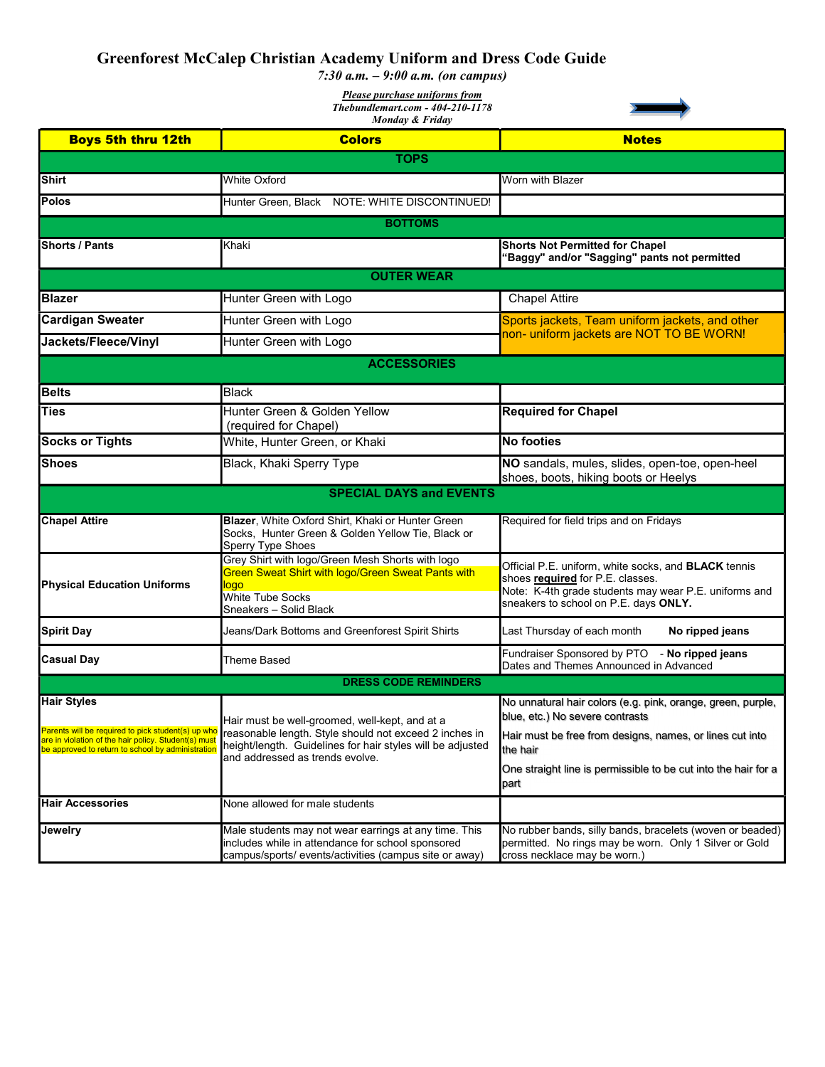# Greenforest McCalep Christian Academy Uniform and Dress Code Guide

*7:30 a.m. – 9:00 a.m. (on campus)*

***Please purchase uniforms from***
***Thebundlemart.com - 404-210-1178***
***Monday & Friday***

| Boys 5th thru 12th | Colors | Notes |
|---|---|---|
| **TOPS** | | |
| **Shirt** | White Oxford | Worn with Blazer |
| **Polos** | Hunter Green, Black NOTE: WHITE DISCONTINUED! | |
| **BOTTOMS** | | |
| **Shorts / Pants** | Khaki | **Shorts Not Permitted for Chapel** **"Baggy" and/or "Sagging" pants not permitted** |
| **OUTER WEAR** | | |
| **Blazer** | Hunter Green with Logo | Chapel Attire |
| **Cardigan Sweater** | Hunter Green with Logo | Sports jackets, Team uniform jackets, and other non- uniform jackets are NOT TO BE WORN! |
| **Jackets/Fleece/Vinyl** | Hunter Green with Logo | |
| **ACCESSORIES** | | |
| **Belts** | Black | |
| **Ties** | Hunter Green & Golden Yellow (required for Chapel) | **Required for Chapel** |
| **Socks or Tights** | White, Hunter Green, or Khaki | **No footies** |
| **Shoes** | Black, Khaki Sperry Type | **NO** sandals, mules, slides, open-toe, open-heel shoes, boots, hiking boots or Heelys |
| **SPECIAL DAYS and EVENTS** | | |
| **Chapel Attire** | **Blazer**, White Oxford Shirt, Khaki or Hunter Green Socks, Hunter Green & Golden Yellow Tie, Black or Sperry Type Shoes | Required for field trips and on Fridays |
| **Physical Education Uniforms** | Grey Shirt with logo/Green Mesh Shorts with logo<br>Green Sweat Shirt with logo/Green Sweat Pants with logo<br>White Tube Socks<br>Sneakers – Solid Black | Official P.E. uniform, white socks, and **BLACK** tennis shoes **required** for P.E. classes.<br>Note: K-4th grade students may wear P.E. uniforms and sneakers to school on P.E. days **ONLY.** |
| **Spirit Day** | Jeans/Dark Bottoms and Greenforest Spirit Shirts | Last Thursday of each month **No ripped jeans** |
| **Casual Day** | Theme Based | Fundraiser Sponsored by PTO - **No ripped jeans**<br>Dates and Themes Announced in Advanced |
| **DRESS CODE REMINDERS** | | |
| **Hair Styles**<br>Parents will be required to pick student(s) up who are in violation of the hair policy. Student(s) must be approved to return to school by administration | Hair must be well-groomed, well-kept, and at a reasonable length. Style should not exceed 2 inches in height/length. Guidelines for hair styles will be adjusted and addressed as trends evolve. | No unnatural hair colors (e.g. pink, orange, green, purple, blue, etc.) No severe contrasts<br>Hair must be free from designs, names, or lines cut into the hair<br>One straight line is permissible to be cut into the hair for a part |
| **Hair Accessories** | None allowed for male students | |
| **Jewelry** | Male students may not wear earrings at any time. This includes while in attendance for school sponsored campus/sports/ events/activities (campus site or away) | No rubber bands, silly bands, bracelets (woven or beaded) permitted. No rings may be worn. Only 1 Silver or Gold cross necklace may be worn.) |